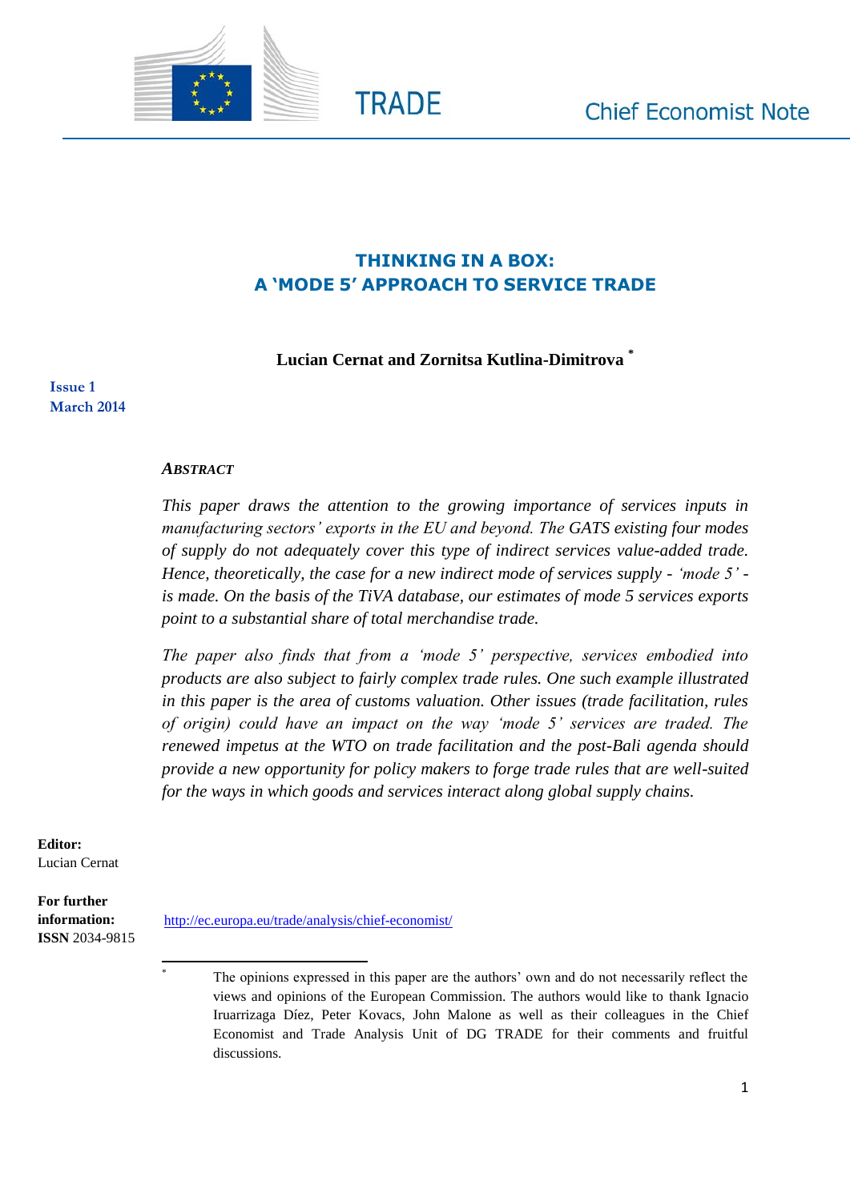TRADE

Chief Economist Note

# THINKING IN A BOX: A 'MODE 5' APPROACH TO SERVICE TRADE

**Lucian Cernat and Zornitsa Kutlina-Dimitrova** *

**Issue 1**
**March 2014**

***ABSTRACT***

*This paper draws the attention to the growing importance of services inputs in manufacturing sectors' exports in the EU and beyond. The GATS existing four modes of supply do not adequately cover this type of indirect services value-added trade. Hence, theoretically, the case for a new indirect mode of services supply - 'mode 5' - is made. On the basis of the TiVA database, our estimates of mode 5 services exports point to a substantial share of total merchandise trade.*

*The paper also finds that from a 'mode 5' perspective, services embodied into products are also subject to fairly complex trade rules. One such example illustrated in this paper is the area of customs valuation. Other issues (trade facilitation, rules of origin) could have an impact on the way 'mode 5' services are traded. The renewed impetus at the WTO on trade facilitation and the post-Bali agenda should provide a new opportunity for policy makers to forge trade rules that are well-suited for the ways in which goods and services interact along global supply chains.*

**Editor:**
Lucian Cernat

**For further information:** http://ec.europa.eu/trade/analysis/chief-economist/
**ISSN** 2034-9815

\* The opinions expressed in this paper are the authors' own and do not necessarily reflect the views and opinions of the European Commission. The authors would like to thank Ignacio Iruarrizaga Díez, Peter Kovacs, John Malone as well as their colleagues in the Chief Economist and Trade Analysis Unit of DG TRADE for their comments and fruitful discussions.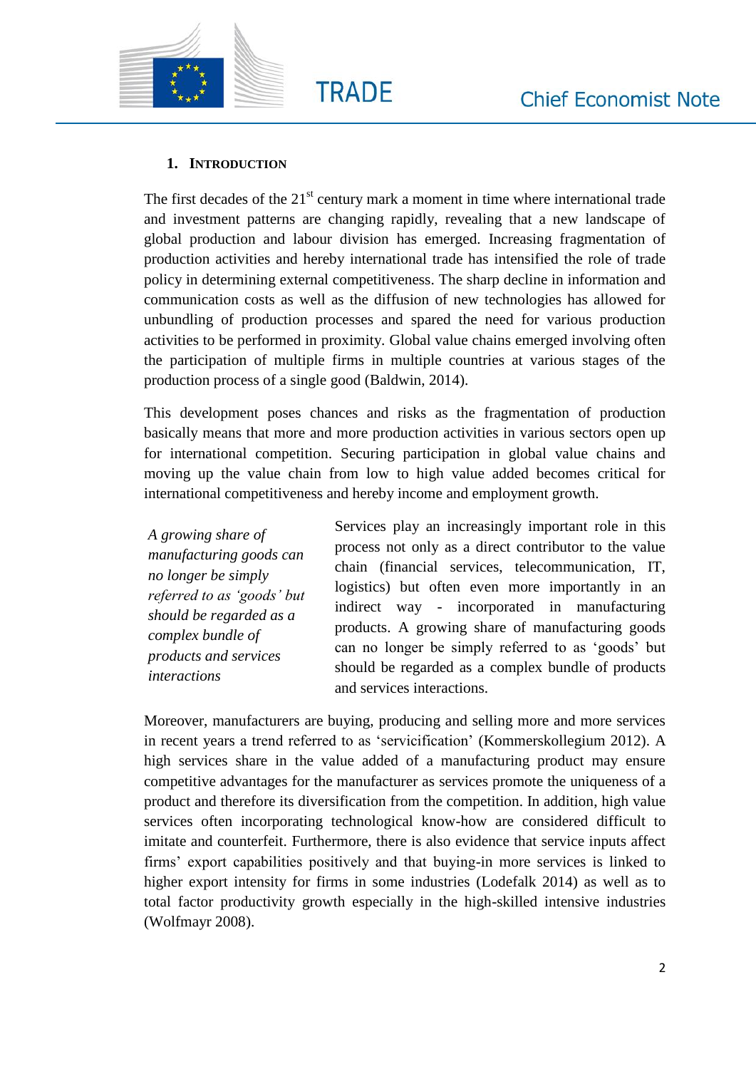## 1. Introduction

The first decades of the 21st century mark a moment in time where international trade and investment patterns are changing rapidly, revealing that a new landscape of global production and labour division has emerged. Increasing fragmentation of production activities and hereby international trade has intensified the role of trade policy in determining external competitiveness. The sharp decline in information and communication costs as well as the diffusion of new technologies has allowed for unbundling of production processes and spared the need for various production activities to be performed in proximity. Global value chains emerged involving often the participation of multiple firms in multiple countries at various stages of the production process of a single good (Baldwin, 2014).

This development poses chances and risks as the fragmentation of production basically means that more and more production activities in various sectors open up for international competition. Securing participation in global value chains and moving up the value chain from low to high value added becomes critical for international competitiveness and hereby income and employment growth.

*A growing share of manufacturing goods can no longer be simply referred to as 'goods' but should be regarded as a complex bundle of products and services interactions*

Services play an increasingly important role in this process not only as a direct contributor to the value chain (financial services, telecommunication, IT, logistics) but often even more importantly in an indirect way - incorporated in manufacturing products. A growing share of manufacturing goods can no longer be simply referred to as 'goods' but should be regarded as a complex bundle of products and services interactions.

Moreover, manufacturers are buying, producing and selling more and more services in recent years a trend referred to as 'servicification' (Kommerskollegium 2012). A high services share in the value added of a manufacturing product may ensure competitive advantages for the manufacturer as services promote the uniqueness of a product and therefore its diversification from the competition. In addition, high value services often incorporating technological know-how are considered difficult to imitate and counterfeit. Furthermore, there is also evidence that service inputs affect firms' export capabilities positively and that buying-in more services is linked to higher export intensity for firms in some industries (Lodefalk 2014) as well as to total factor productivity growth especially in the high-skilled intensive industries (Wolfmayr 2008).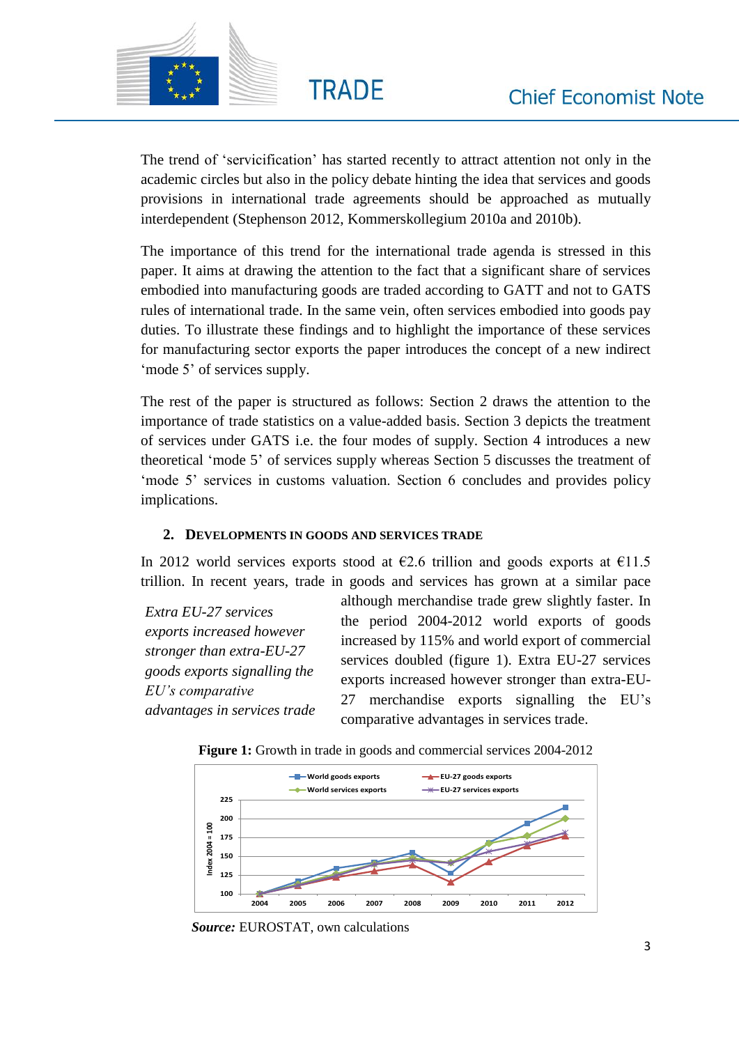The trend of 'servicification' has started recently to attract attention not only in the academic circles but also in the policy debate hinting the idea that services and goods provisions in international trade agreements should be approached as mutually interdependent (Stephenson 2012, Kommerskollegium 2010a and 2010b).

The importance of this trend for the international trade agenda is stressed in this paper. It aims at drawing the attention to the fact that a significant share of services embodied into manufacturing goods are traded according to GATT and not to GATS rules of international trade. In the same vein, often services embodied into goods pay duties. To illustrate these findings and to highlight the importance of these services for manufacturing sector exports the paper introduces the concept of a new indirect 'mode 5' of services supply.

The rest of the paper is structured as follows: Section 2 draws the attention to the importance of trade statistics on a value-added basis. Section 3 depicts the treatment of services under GATS i.e. the four modes of supply. Section 4 introduces a new theoretical 'mode 5' of services supply whereas Section 5 discusses the treatment of 'mode 5' services in customs valuation. Section 6 concludes and provides policy implications.

## 2. Developments in goods and services trade

In 2012 world services exports stood at €2.6 trillion and goods exports at €11.5 trillion. In recent years, trade in goods and services has grown at a similar pace although merchandise trade grew slightly faster. In the period 2004-2012 world exports of goods increased by 115% and world export of commercial services doubled (figure 1). Extra EU-27 services exports increased however stronger than extra-EU-27 merchandise exports signalling the EU's comparative advantages in services trade.

*Extra EU-27 services exports increased however stronger than extra-EU-27 goods exports signalling the EU's comparative advantages in services trade*

**Figure 1:** Growth in trade in goods and commercial services 2004-2012

***Source:*** EUROSTAT, own calculations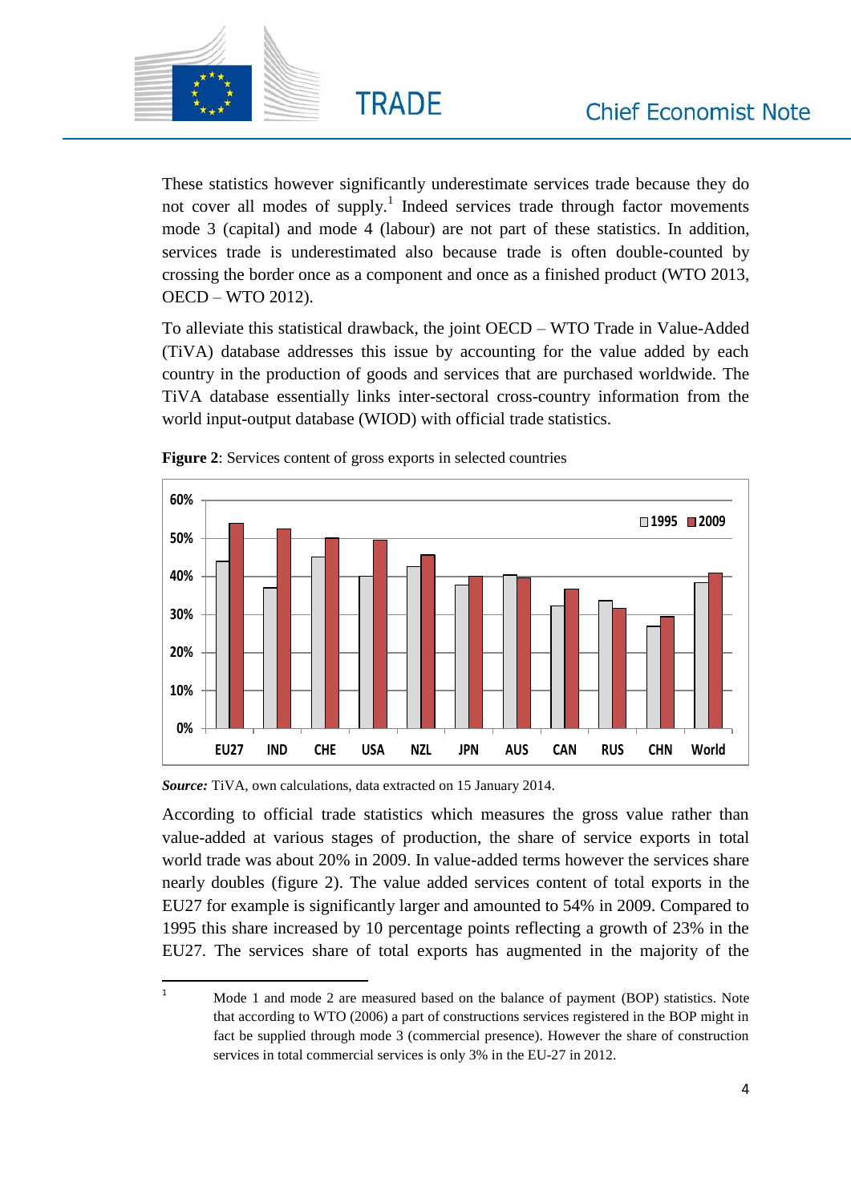These statistics however significantly underestimate services trade because they do not cover all modes of supply.[1] Indeed services trade through factor movements mode 3 (capital) and mode 4 (labour) are not part of these statistics. In addition, services trade is underestimated also because trade is often double-counted by crossing the border once as a component and once as a finished product (WTO 2013, OECD – WTO 2012).

To alleviate this statistical drawback, the joint OECD – WTO Trade in Value-Added (TiVA) database addresses this issue by accounting for the value added by each country in the production of goods and services that are purchased worldwide. The TiVA database essentially links inter-sectoral cross-country information from the world input-output database (WIOD) with official trade statistics.

**Figure 2**: Services content of gross exports in selected countries

***Source:*** TiVA, own calculations, data extracted on 15 January 2014.

According to official trade statistics which measures the gross value rather than value-added at various stages of production, the share of service exports in total world trade was about 20% in 2009. In value-added terms however the services share nearly doubles (figure 2). The value added services content of total exports in the EU27 for example is significantly larger and amounted to 54% in 2009. Compared to 1995 this share increased by 10 percentage points reflecting a growth of 23% in the EU27. The services share of total exports has augmented in the majority of the

---

[1] Mode 1 and mode 2 are measured based on the balance of payment (BOP) statistics. Note that according to WTO (2006) a part of constructions services registered in the BOP might in fact be supplied through mode 3 (commercial presence). However the share of construction services in total commercial services is only 3% in the EU-27 in 2012.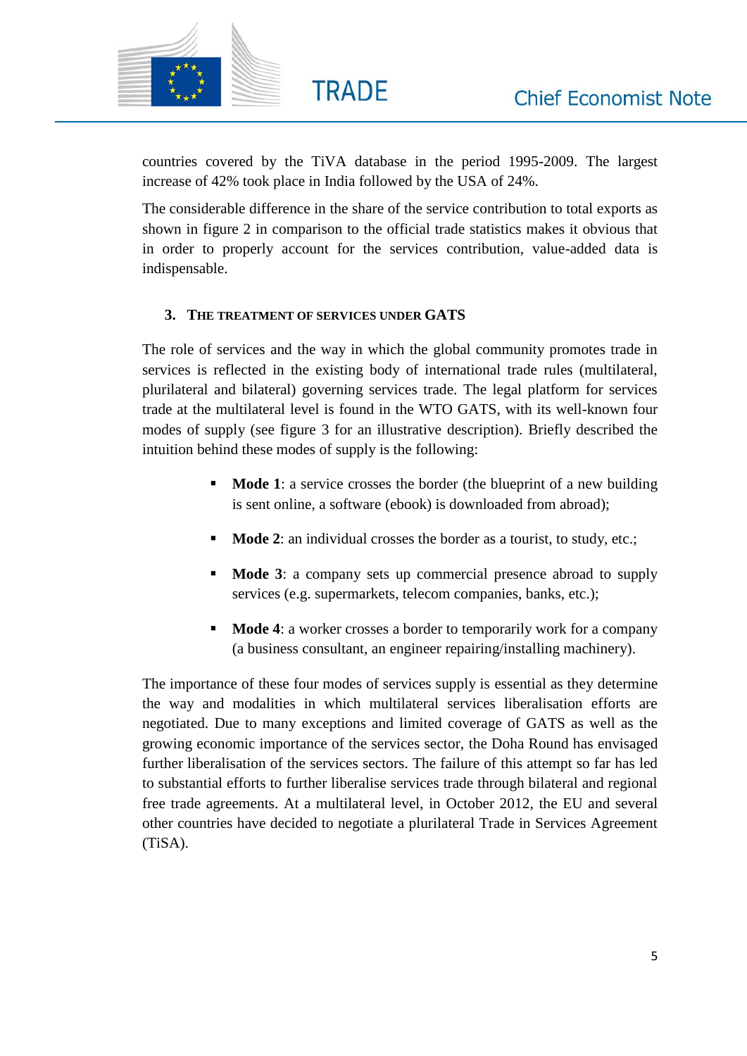countries covered by the TiVA database in the period 1995-2009. The largest increase of 42% took place in India followed by the USA of 24%.

The considerable difference in the share of the service contribution to total exports as shown in figure 2 in comparison to the official trade statistics makes it obvious that in order to properly account for the services contribution, value-added data is indispensable.

## 3. The treatment of services under GATS

The role of services and the way in which the global community promotes trade in services is reflected in the existing body of international trade rules (multilateral, plurilateral and bilateral) governing services trade. The legal platform for services trade at the multilateral level is found in the WTO GATS, with its well-known four modes of supply (see figure 3 for an illustrative description). Briefly described the intuition behind these modes of supply is the following:

- **Mode 1**: a service crosses the border (the blueprint of a new building is sent online, a software (ebook) is downloaded from abroad);
- **Mode 2**: an individual crosses the border as a tourist, to study, etc.;
- **Mode 3**: a company sets up commercial presence abroad to supply services (e.g. supermarkets, telecom companies, banks, etc.);
- **Mode 4**: a worker crosses a border to temporarily work for a company (a business consultant, an engineer repairing/installing machinery).

The importance of these four modes of services supply is essential as they determine the way and modalities in which multilateral services liberalisation efforts are negotiated. Due to many exceptions and limited coverage of GATS as well as the growing economic importance of the services sector, the Doha Round has envisaged further liberalisation of the services sectors. The failure of this attempt so far has led to substantial efforts to further liberalise services trade through bilateral and regional free trade agreements. At a multilateral level, in October 2012, the EU and several other countries have decided to negotiate a plurilateral Trade in Services Agreement (TiSA).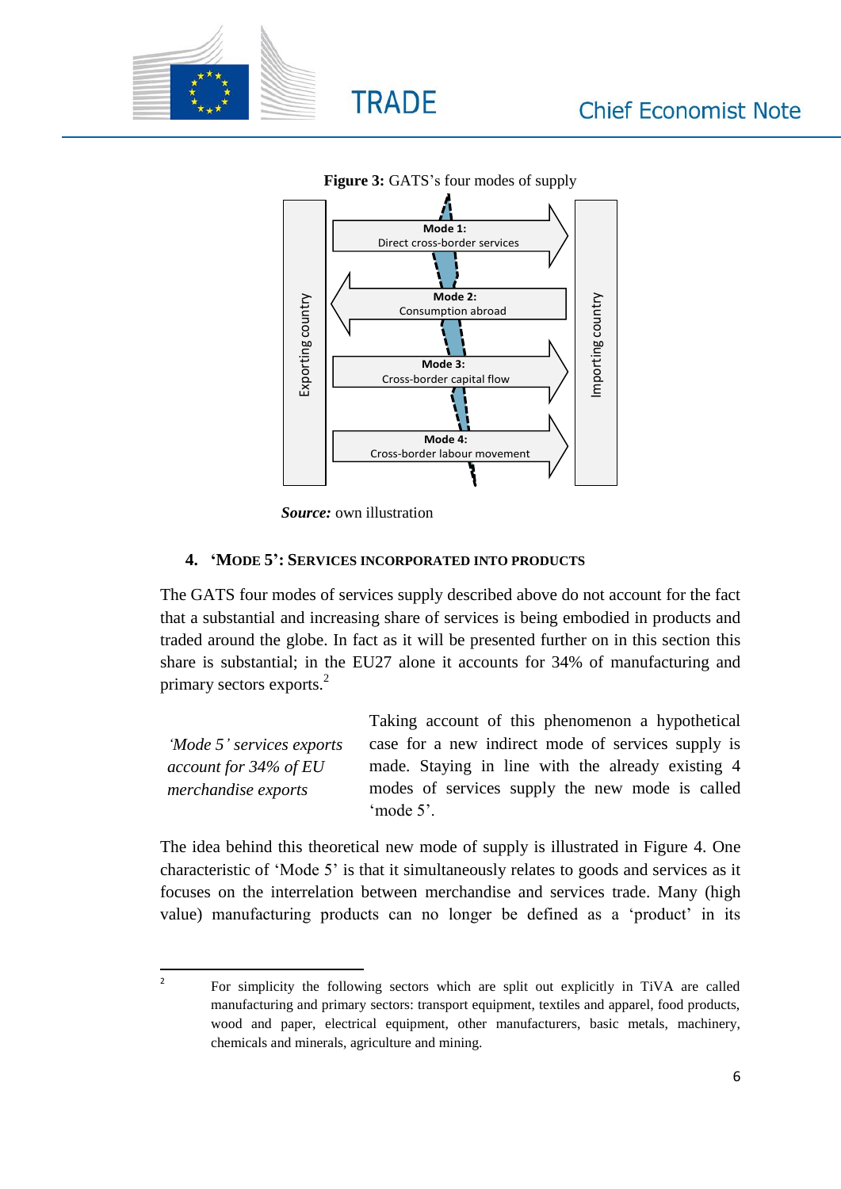**Figure 3:** GATS's four modes of supply

Exporting country | Importing country

**Mode 1:** Direct cross-border services

**Mode 2:** Consumption abroad

**Mode 3:** Cross-border capital flow

**Mode 4:** Cross-border labour movement

***Source:*** own illustration

## 4. 'MODE 5': SERVICES INCORPORATED INTO PRODUCTS

The GATS four modes of services supply described above do not account for the fact that a substantial and increasing share of services is being embodied in products and traded around the globe. In fact as it will be presented further on in this section this share is substantial; in the EU27 alone it accounts for 34% of manufacturing and primary sectors exports.[2]

*'Mode 5' services exports account for 34% of EU merchandise exports*

Taking account of this phenomenon a hypothetical case for a new indirect mode of services supply is made. Staying in line with the already existing 4 modes of services supply the new mode is called 'mode 5'.

The idea behind this theoretical new mode of supply is illustrated in Figure 4. One characteristic of 'Mode 5' is that it simultaneously relates to goods and services as it focuses on the interrelation between merchandise and services trade. Many (high value) manufacturing products can no longer be defined as a 'product' in its

[2] For simplicity the following sectors which are split out explicitly in TiVA are called manufacturing and primary sectors: transport equipment, textiles and apparel, food products, wood and paper, electrical equipment, other manufacturers, basic metals, machinery, chemicals and minerals, agriculture and mining.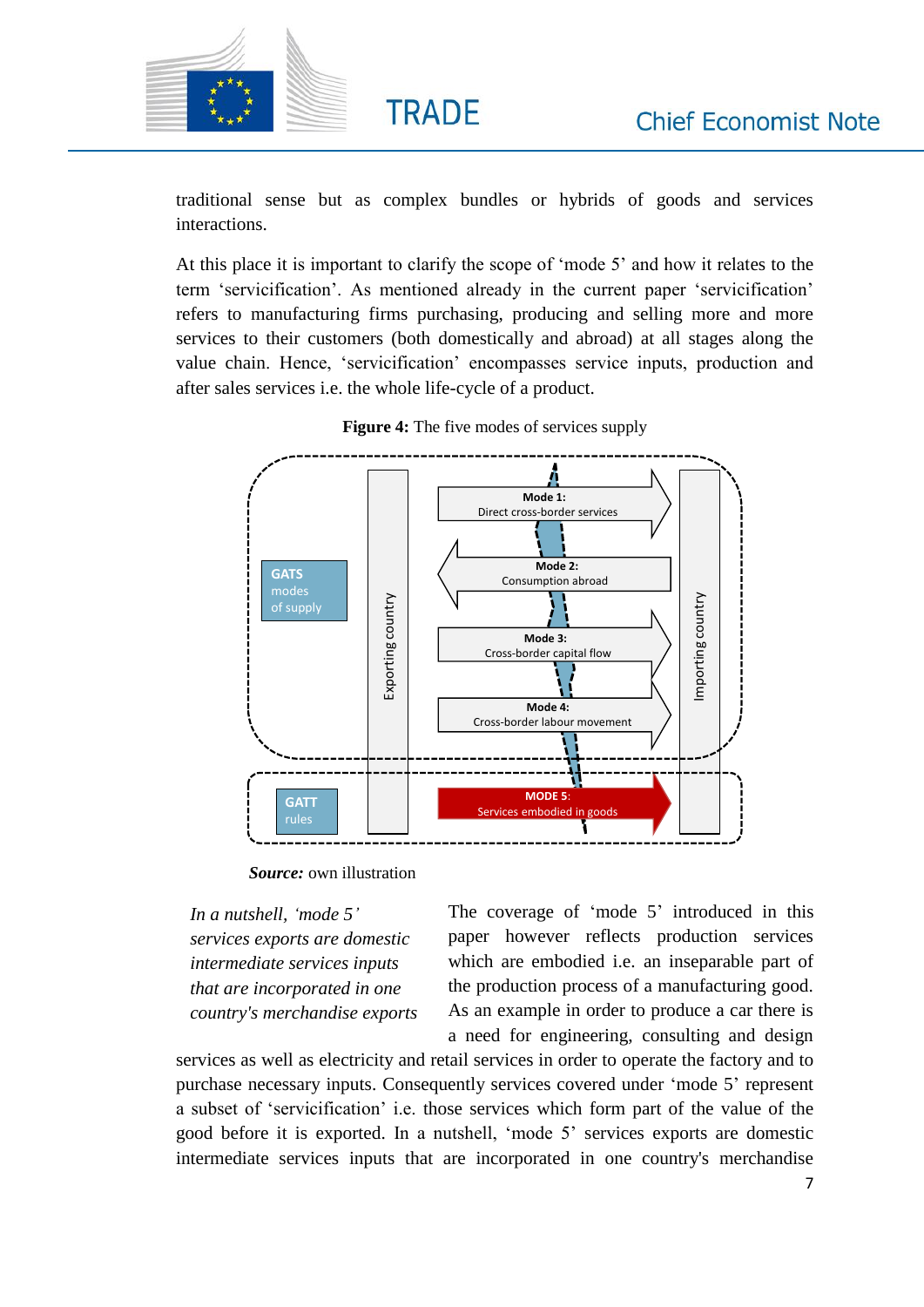traditional sense but as complex bundles or hybrids of goods and services interactions.

At this place it is important to clarify the scope of 'mode 5' and how it relates to the term 'servicification'. As mentioned already in the current paper 'servicification' refers to manufacturing firms purchasing, producing and selling more and more services to their customers (both domestically and abroad) at all stages along the value chain. Hence, 'servicification' encompasses service inputs, production and after sales services i.e. the whole life-cycle of a product.

**Figure 4:** The five modes of services supply

***Source:*** own illustration

> *In a nutshell, 'mode 5' services exports are domestic intermediate services inputs that are incorporated in one country's merchandise exports*

The coverage of 'mode 5' introduced in this paper however reflects production services which are embodied i.e. an inseparable part of the production process of a manufacturing good. As an example in order to produce a car there is a need for engineering, consulting and design services as well as electricity and retail services in order to operate the factory and to purchase necessary inputs. Consequently services covered under 'mode 5' represent a subset of 'servicification' i.e. those services which form part of the value of the good before it is exported. In a nutshell, 'mode 5' services exports are domestic intermediate services inputs that are incorporated in one country's merchandise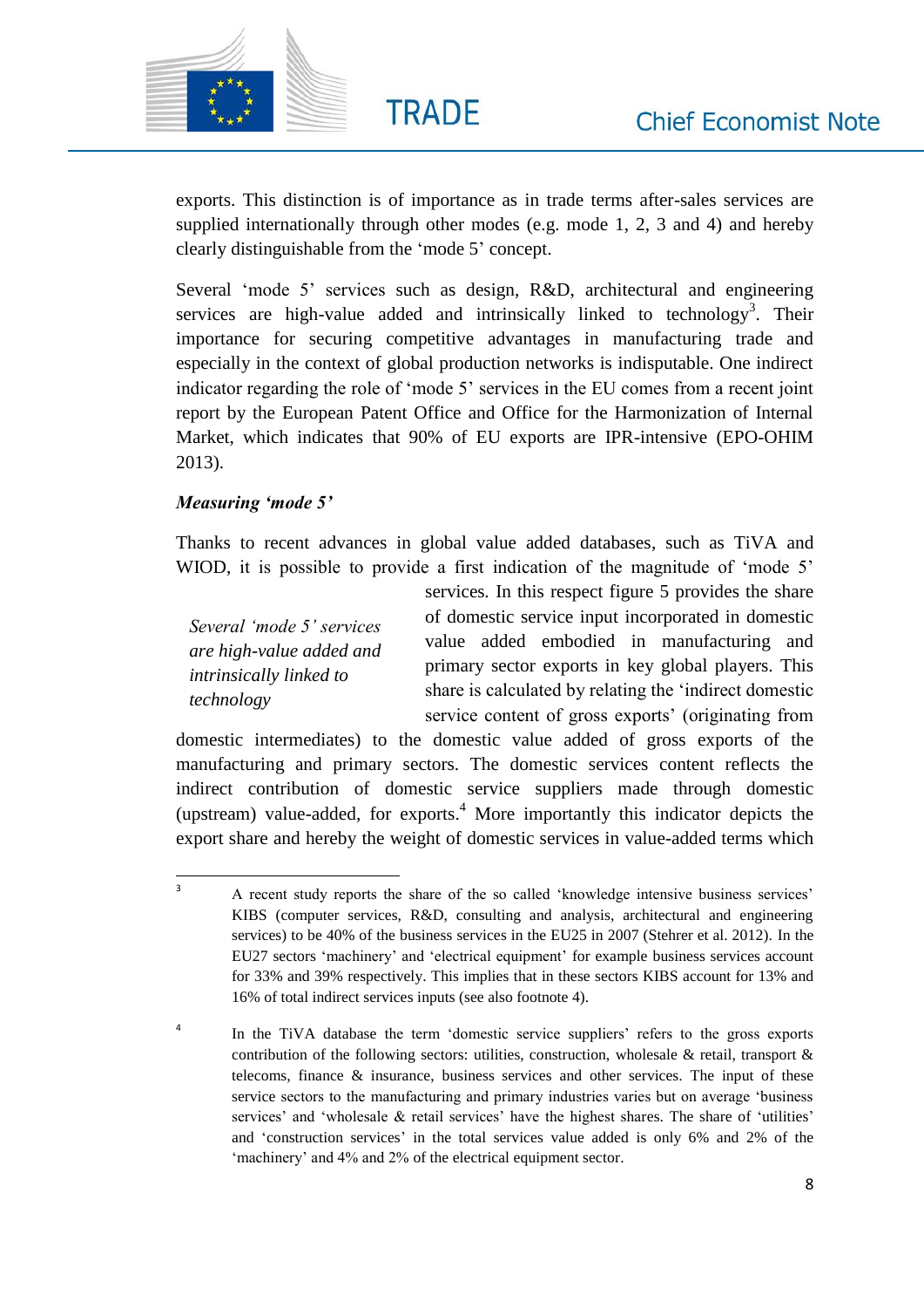exports. This distinction is of importance as in trade terms after-sales services are supplied internationally through other modes (e.g. mode 1, 2, 3 and 4) and hereby clearly distinguishable from the 'mode 5' concept.

Several 'mode 5' services such as design, R&D, architectural and engineering services are high-value added and intrinsically linked to technology[3]. Their importance for securing competitive advantages in manufacturing trade and especially in the context of global production networks is indisputable. One indirect indicator regarding the role of 'mode 5' services in the EU comes from a recent joint report by the European Patent Office and Office for the Harmonization of Internal Market, which indicates that 90% of EU exports are IPR-intensive (EPO-OHIM 2013).

***Measuring 'mode 5'***

Thanks to recent advances in global value added databases, such as TiVA and WIOD, it is possible to provide a first indication of the magnitude of 'mode 5' services. In this respect figure 5 provides the share of domestic service input incorporated in domestic value added embodied in manufacturing and primary sector exports in key global players. This share is calculated by relating the 'indirect domestic service content of gross exports' (originating from domestic intermediates) to the domestic value added of gross exports of the manufacturing and primary sectors. The domestic services content reflects the indirect contribution of domestic service suppliers made through domestic (upstream) value-added, for exports.[4] More importantly this indicator depicts the export share and hereby the weight of domestic services in value-added terms which

> *Several 'mode 5' services are high-value added and intrinsically linked to technology*

---

[3] A recent study reports the share of the so called 'knowledge intensive business services' KIBS (computer services, R&D, consulting and analysis, architectural and engineering services) to be 40% of the business services in the EU25 in 2007 (Stehrer et al. 2012). In the EU27 sectors 'machinery' and 'electrical equipment' for example business services account for 33% and 39% respectively. This implies that in these sectors KIBS account for 13% and 16% of total indirect services inputs (see also footnote 4).

[4] In the TiVA database the term 'domestic service suppliers' refers to the gross exports contribution of the following sectors: utilities, construction, wholesale & retail, transport & telecoms, finance & insurance, business services and other services. The input of these service sectors to the manufacturing and primary industries varies but on average 'business services' and 'wholesale & retail services' have the highest shares. The share of 'utilities' and 'construction services' in the total services value added is only 6% and 2% of the 'machinery' and 4% and 2% of the electrical equipment sector.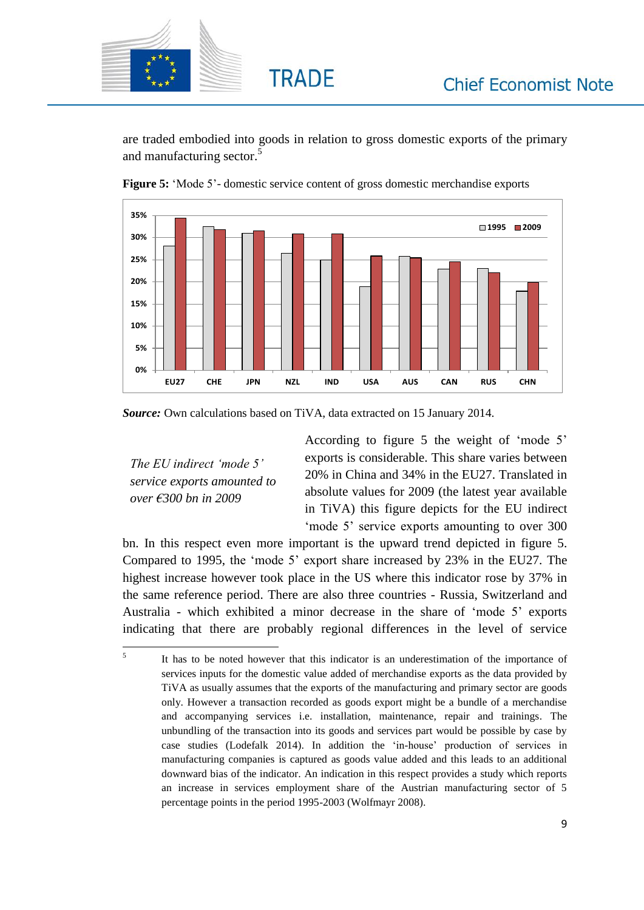are traded embodied into goods in relation to gross domestic exports of the primary and manufacturing sector.[5]

**Figure 5:** 'Mode 5'- domestic service content of gross domestic merchandise exports

**Source:** Own calculations based on TiVA, data extracted on 15 January 2014.

*The EU indirect 'mode 5' service exports amounted to over €300 bn in 2009*

According to figure 5 the weight of 'mode 5' exports is considerable. This share varies between 20% in China and 34% in the EU27. Translated in absolute values for 2009 (the latest year available in TiVA) this figure depicts for the EU indirect 'mode 5' service exports amounting to over 300 bn. In this respect even more important is the upward trend depicted in figure 5. Compared to 1995, the 'mode 5' export share increased by 23% in the EU27. The highest increase however took place in the US where this indicator rose by 37% in the same reference period. There are also three countries - Russia, Switzerland and Australia - which exhibited a minor decrease in the share of 'mode 5' exports indicating that there are probably regional differences in the level of service

---

[5] It has to be noted however that this indicator is an underestimation of the importance of services inputs for the domestic value added of merchandise exports as the data provided by TiVA as usually assumes that the exports of the manufacturing and primary sector are goods only. However a transaction recorded as goods export might be a bundle of a merchandise and accompanying services i.e. installation, maintenance, repair and trainings. The unbundling of the transaction into its goods and services part would be possible by case by case studies (Lodefalk 2014). In addition the 'in-house' production of services in manufacturing companies is captured as goods value added and this leads to an additional downward bias of the indicator. An indication in this respect provides a study which reports an increase in services employment share of the Austrian manufacturing sector of 5 percentage points in the period 1995-2003 (Wolfmayr 2008).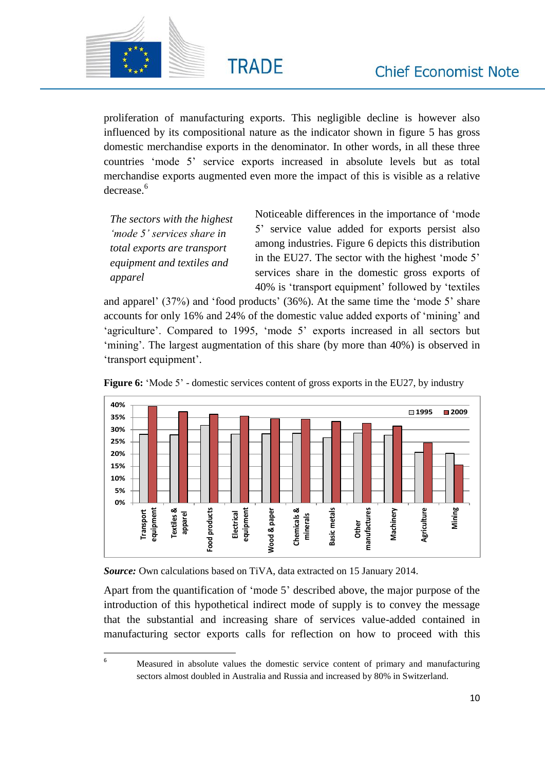proliferation of manufacturing exports. This negligible decline is however also influenced by its compositional nature as the indicator shown in figure 5 has gross domestic merchandise exports in the denominator. In other words, in all these three countries 'mode 5' service exports increased in absolute levels but as total merchandise exports augmented even more the impact of this is visible as a relative decrease.[6]

*The sectors with the highest 'mode 5' services share in total exports are transport equipment and textiles and apparel*

Noticeable differences in the importance of 'mode 5' service value added for exports persist also among industries. Figure 6 depicts this distribution in the EU27. The sector with the highest 'mode 5' services share in the domestic gross exports of 40% is 'transport equipment' followed by 'textiles and apparel' (37%) and 'food products' (36%). At the same time the 'mode 5' share accounts for only 16% and 24% of the domestic value added exports of 'mining' and 'agriculture'. Compared to 1995, 'mode 5' exports increased in all sectors but 'mining'. The largest augmentation of this share (by more than 40%) is observed in 'transport equipment'.

**Figure 6:** 'Mode 5' - domestic services content of gross exports in the EU27, by industry

***Source:*** Own calculations based on TiVA, data extracted on 15 January 2014.

Apart from the quantification of 'mode 5' described above, the major purpose of the introduction of this hypothetical indirect mode of supply is to convey the message that the substantial and increasing share of services value-added contained in manufacturing sector exports calls for reflection on how to proceed with this

---

[6] Measured in absolute values the domestic service content of primary and manufacturing sectors almost doubled in Australia and Russia and increased by 80% in Switzerland.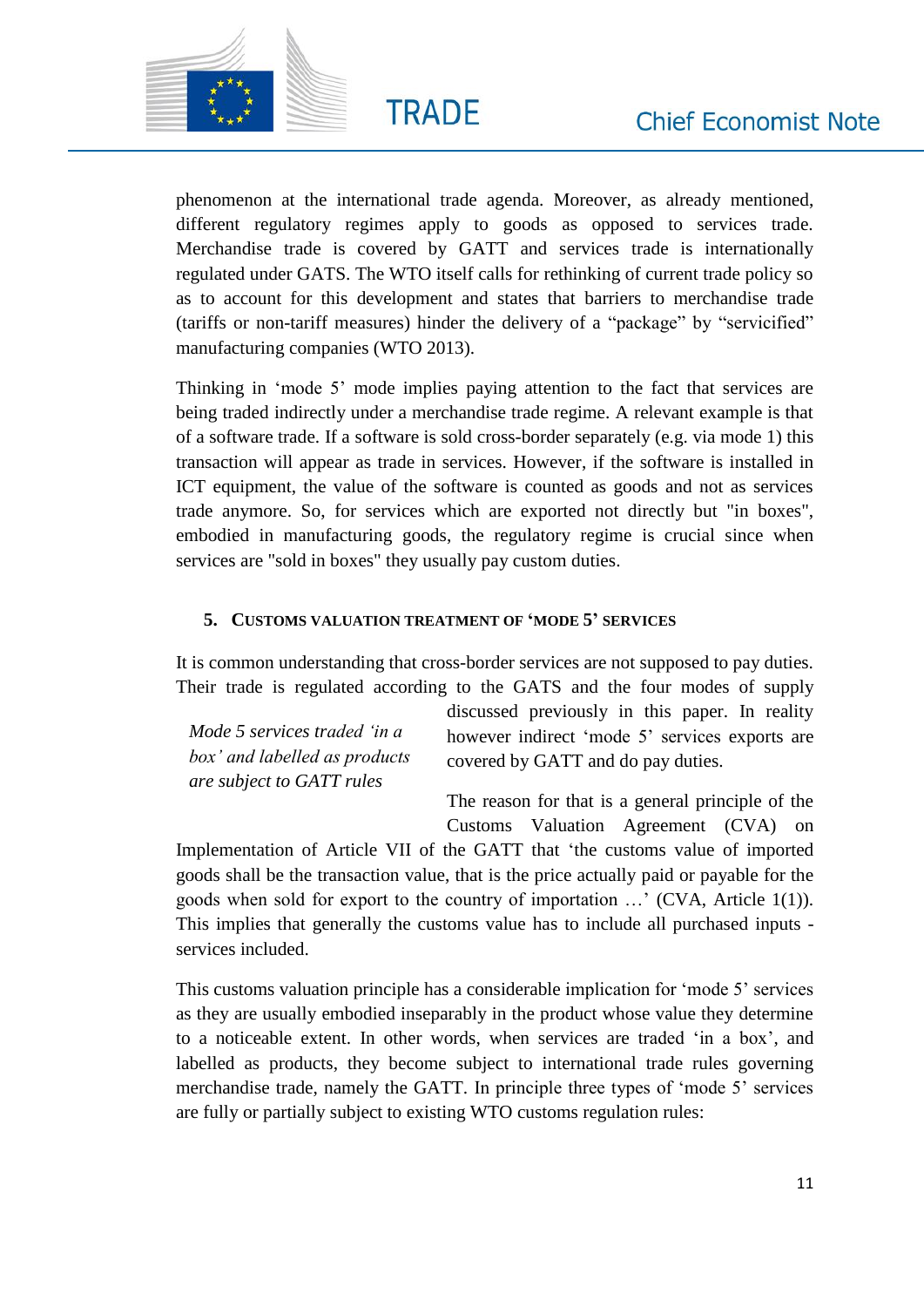phenomenon at the international trade agenda. Moreover, as already mentioned, different regulatory regimes apply to goods as opposed to services trade. Merchandise trade is covered by GATT and services trade is internationally regulated under GATS. The WTO itself calls for rethinking of current trade policy so as to account for this development and states that barriers to merchandise trade (tariffs or non-tariff measures) hinder the delivery of a "package" by "servicified" manufacturing companies (WTO 2013).

Thinking in 'mode 5' mode implies paying attention to the fact that services are being traded indirectly under a merchandise trade regime. A relevant example is that of a software trade. If a software is sold cross-border separately (e.g. via mode 1) this transaction will appear as trade in services. However, if the software is installed in ICT equipment, the value of the software is counted as goods and not as services trade anymore. So, for services which are exported not directly but "in boxes", embodied in manufacturing goods, the regulatory regime is crucial since when services are "sold in boxes" they usually pay custom duties.

## 5. Customs valuation treatment of 'mode 5' services

It is common understanding that cross-border services are not supposed to pay duties. Their trade is regulated according to the GATS and the four modes of supply discussed previously in this paper. In reality however indirect 'mode 5' services exports are covered by GATT and do pay duties.

*Mode 5 services traded 'in a box' and labelled as products are subject to GATT rules*

The reason for that is a general principle of the Customs Valuation Agreement (CVA) on Implementation of Article VII of the GATT that 'the customs value of imported goods shall be the transaction value, that is the price actually paid or payable for the goods when sold for export to the country of importation …' (CVA, Article 1(1)). This implies that generally the customs value has to include all purchased inputs - services included.

This customs valuation principle has a considerable implication for 'mode 5' services as they are usually embodied inseparably in the product whose value they determine to a noticeable extent. In other words, when services are traded 'in a box', and labelled as products, they become subject to international trade rules governing merchandise trade, namely the GATT. In principle three types of 'mode 5' services are fully or partially subject to existing WTO customs regulation rules: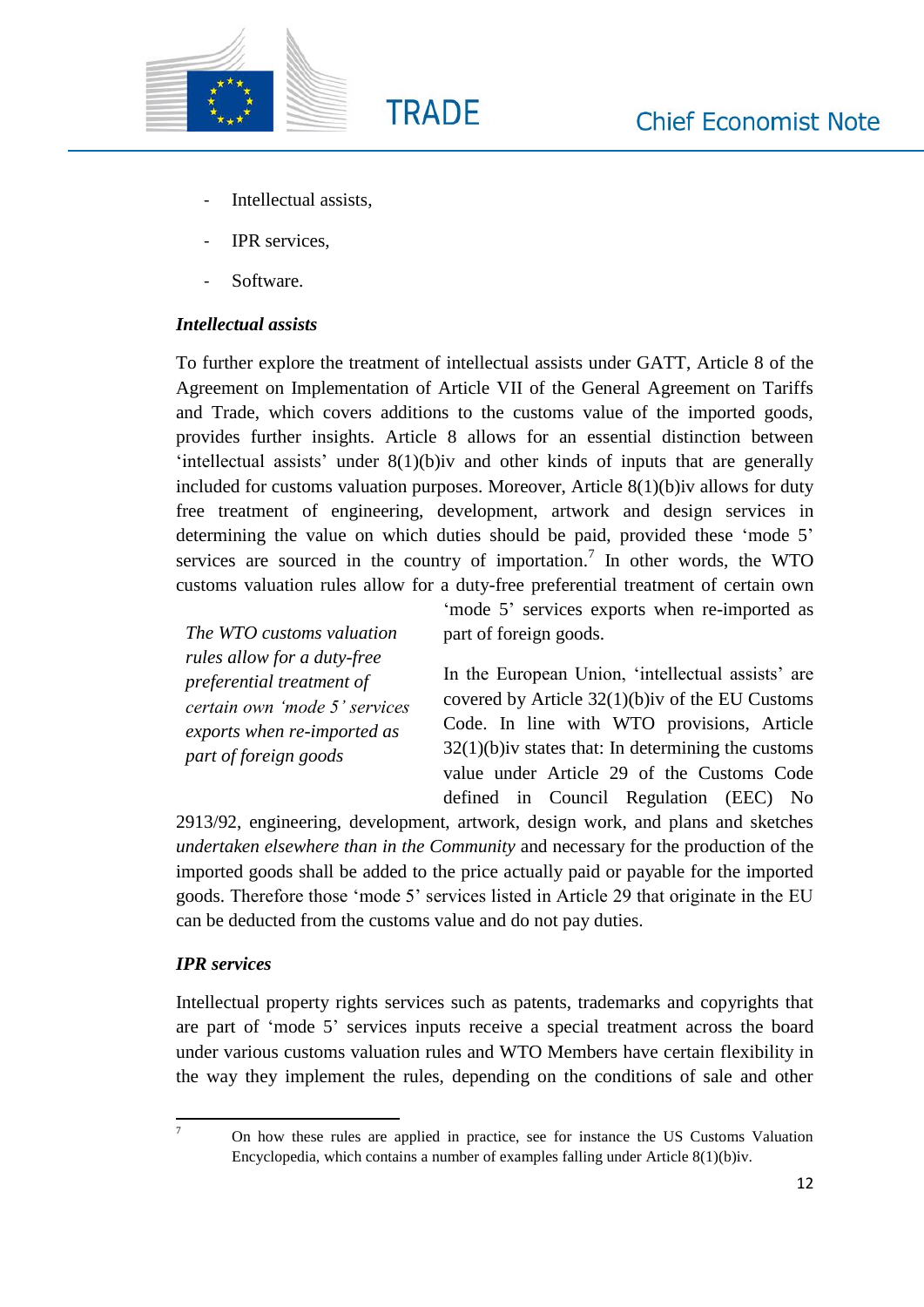- Intellectual assists,
- IPR services,
- Software.

***Intellectual assists***

To further explore the treatment of intellectual assists under GATT, Article 8 of the Agreement on Implementation of Article VII of the General Agreement on Tariffs and Trade, which covers additions to the customs value of the imported goods, provides further insights. Article 8 allows for an essential distinction between 'intellectual assists' under 8(1)(b)iv and other kinds of inputs that are generally included for customs valuation purposes. Moreover, Article 8(1)(b)iv allows for duty free treatment of engineering, development, artwork and design services in determining the value on which duties should be paid, provided these 'mode 5' services are sourced in the country of importation.[7] In other words, the WTO customs valuation rules allow for a duty-free preferential treatment of certain own 'mode 5' services exports when re-imported as part of foreign goods.

*The WTO customs valuation rules allow for a duty-free preferential treatment of certain own 'mode 5' services exports when re-imported as part of foreign goods*

In the European Union, 'intellectual assists' are covered by Article 32(1)(b)iv of the EU Customs Code. In line with WTO provisions, Article 32(1)(b)iv states that: In determining the customs value under Article 29 of the Customs Code defined in Council Regulation (EEC) No 2913/92, engineering, development, artwork, design work, and plans and sketches *undertaken elsewhere than in the Community* and necessary for the production of the imported goods shall be added to the price actually paid or payable for the imported goods. Therefore those 'mode 5' services listed in Article 29 that originate in the EU can be deducted from the customs value and do not pay duties.

***IPR services***

Intellectual property rights services such as patents, trademarks and copyrights that are part of 'mode 5' services inputs receive a special treatment across the board under various customs valuation rules and WTO Members have certain flexibility in the way they implement the rules, depending on the conditions of sale and other

[7] On how these rules are applied in practice, see for instance the US Customs Valuation Encyclopedia, which contains a number of examples falling under Article 8(1)(b)iv.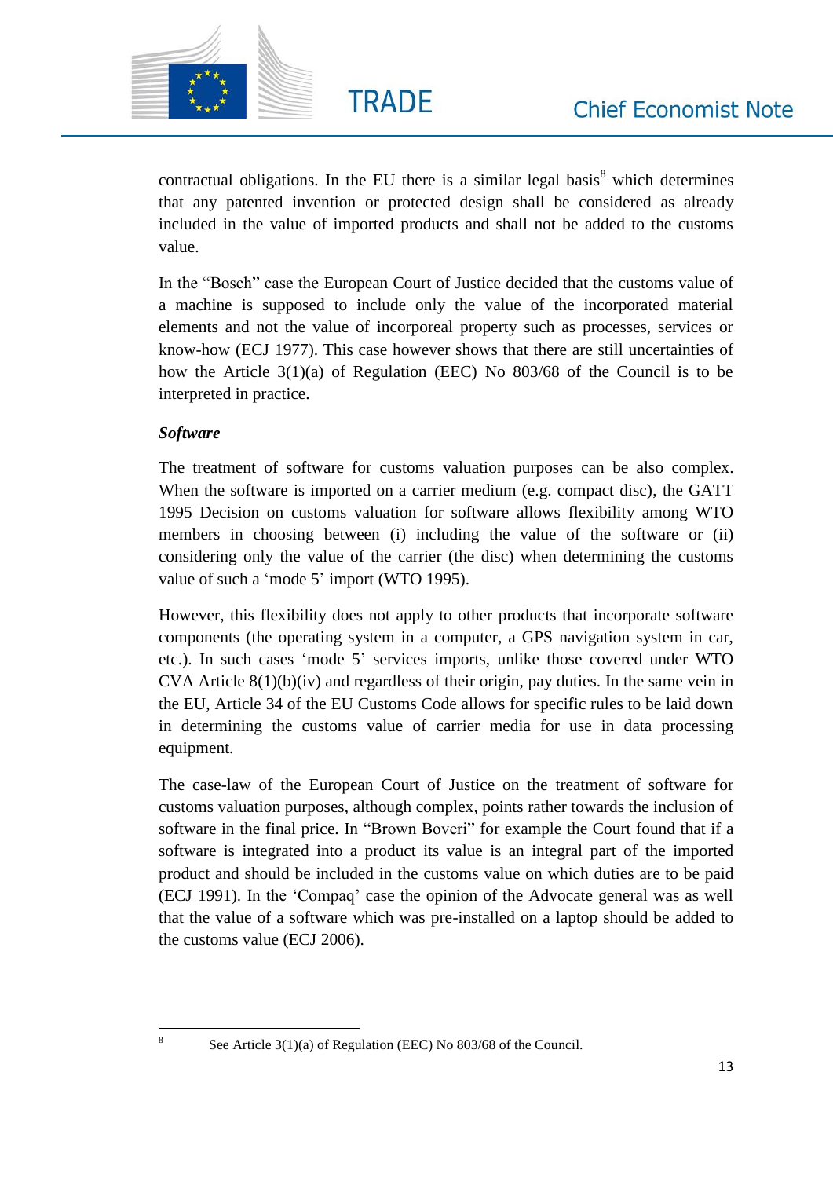contractual obligations. In the EU there is a similar legal basis[8] which determines that any patented invention or protected design shall be considered as already included in the value of imported products and shall not be added to the customs value.

In the "Bosch" case the European Court of Justice decided that the customs value of a machine is supposed to include only the value of the incorporated material elements and not the value of incorporeal property such as processes, services or know-how (ECJ 1977). This case however shows that there are still uncertainties of how the Article 3(1)(a) of Regulation (EEC) No 803/68 of the Council is to be interpreted in practice.

***Software***

The treatment of software for customs valuation purposes can be also complex. When the software is imported on a carrier medium (e.g. compact disc), the GATT 1995 Decision on customs valuation for software allows flexibility among WTO members in choosing between (i) including the value of the software or (ii) considering only the value of the carrier (the disc) when determining the customs value of such a 'mode 5' import (WTO 1995).

However, this flexibility does not apply to other products that incorporate software components (the operating system in a computer, a GPS navigation system in car, etc.). In such cases 'mode 5' services imports, unlike those covered under WTO CVA Article 8(1)(b)(iv) and regardless of their origin, pay duties. In the same vein in the EU, Article 34 of the EU Customs Code allows for specific rules to be laid down in determining the customs value of carrier media for use in data processing equipment.

The case-law of the European Court of Justice on the treatment of software for customs valuation purposes, although complex, points rather towards the inclusion of software in the final price. In "Brown Boveri" for example the Court found that if a software is integrated into a product its value is an integral part of the imported product and should be included in the customs value on which duties are to be paid (ECJ 1991). In the 'Compaq' case the opinion of the Advocate general was as well that the value of a software which was pre-installed on a laptop should be added to the customs value (ECJ 2006).

---

[8] See Article 3(1)(a) of Regulation (EEC) No 803/68 of the Council.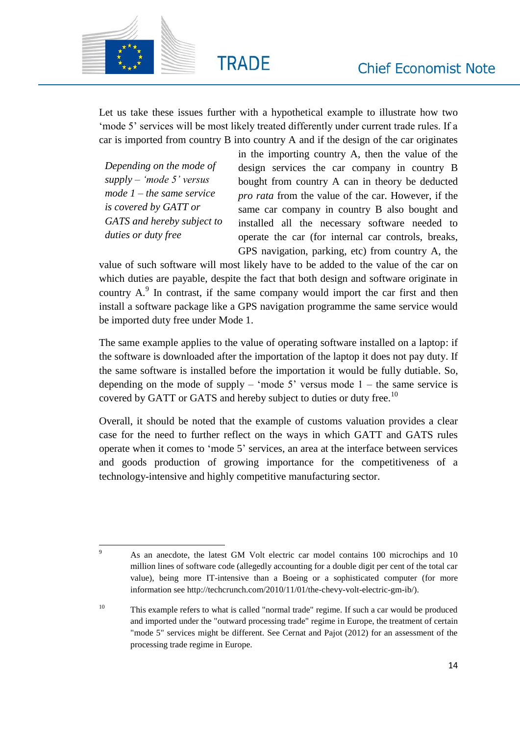Let us take these issues further with a hypothetical example to illustrate how two 'mode 5' services will be most likely treated differently under current trade rules. If a car is imported from country B into country A and if the design of the car originates in the importing country A, then the value of the design services the car company in country B bought from country A can in theory be deducted *pro rata* from the value of the car. However, if the same car company in country B also bought and installed all the necessary software needed to operate the car (for internal car controls, breaks, GPS navigation, parking, etc) from country A, the value of such software will most likely have to be added to the value of the car on which duties are payable, despite the fact that both design and software originate in country A.[9] In contrast, if the same company would import the car first and then install a software package like a GPS navigation programme the same service would be imported duty free under Mode 1.

> *Depending on the mode of supply – 'mode 5' versus mode 1 – the same service is covered by GATT or GATS and hereby subject to duties or duty free*

The same example applies to the value of operating software installed on a laptop: if the software is downloaded after the importation of the laptop it does not pay duty. If the same software is installed before the importation it would be fully dutiable. So, depending on the mode of supply – 'mode 5' versus mode 1 – the same service is covered by GATT or GATS and hereby subject to duties or duty free.[10]

Overall, it should be noted that the example of customs valuation provides a clear case for the need to further reflect on the ways in which GATT and GATS rules operate when it comes to 'mode 5' services, an area at the interface between services and goods production of growing importance for the competitiveness of a technology-intensive and highly competitive manufacturing sector.

---

[9] As an anecdote, the latest GM Volt electric car model contains 100 microchips and 10 million lines of software code (allegedly accounting for a double digit per cent of the total car value), being more IT-intensive than a Boeing or a sophisticated computer (for more information see http://techcrunch.com/2010/11/01/the-chevy-volt-electric-gm-ib/).

[10] This example refers to what is called "normal trade" regime. If such a car would be produced and imported under the "outward processing trade" regime in Europe, the treatment of certain "mode 5" services might be different. See Cernat and Pajot (2012) for an assessment of the processing trade regime in Europe.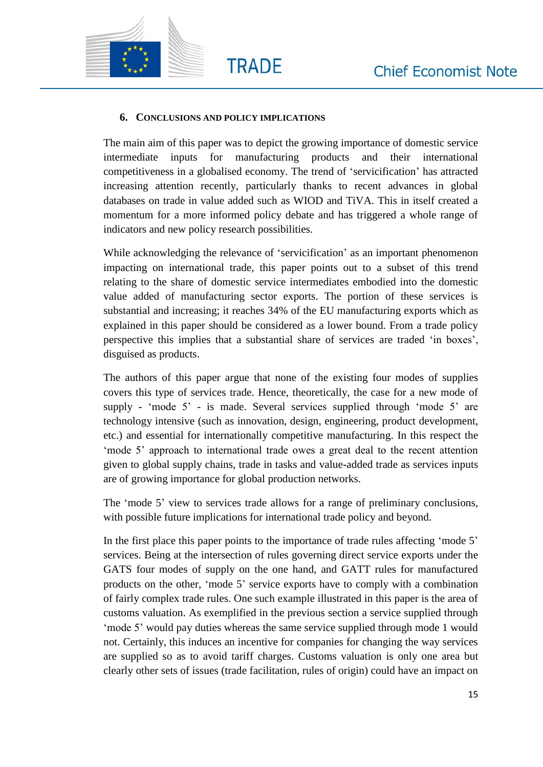## 6. Conclusions and policy implications

The main aim of this paper was to depict the growing importance of domestic service intermediate inputs for manufacturing products and their international competitiveness in a globalised economy. The trend of 'servicification' has attracted increasing attention recently, particularly thanks to recent advances in global databases on trade in value added such as WIOD and TiVA. This in itself created a momentum for a more informed policy debate and has triggered a whole range of indicators and new policy research possibilities.

While acknowledging the relevance of 'servicification' as an important phenomenon impacting on international trade, this paper points out to a subset of this trend relating to the share of domestic service intermediates embodied into the domestic value added of manufacturing sector exports. The portion of these services is substantial and increasing; it reaches 34% of the EU manufacturing exports which as explained in this paper should be considered as a lower bound. From a trade policy perspective this implies that a substantial share of services are traded 'in boxes', disguised as products.

The authors of this paper argue that none of the existing four modes of supplies covers this type of services trade. Hence, theoretically, the case for a new mode of supply - 'mode 5' - is made. Several services supplied through 'mode 5' are technology intensive (such as innovation, design, engineering, product development, etc.) and essential for internationally competitive manufacturing. In this respect the 'mode 5' approach to international trade owes a great deal to the recent attention given to global supply chains, trade in tasks and value-added trade as services inputs are of growing importance for global production networks.

The 'mode 5' view to services trade allows for a range of preliminary conclusions, with possible future implications for international trade policy and beyond.

In the first place this paper points to the importance of trade rules affecting 'mode 5' services. Being at the intersection of rules governing direct service exports under the GATS four modes of supply on the one hand, and GATT rules for manufactured products on the other, 'mode 5' service exports have to comply with a combination of fairly complex trade rules. One such example illustrated in this paper is the area of customs valuation. As exemplified in the previous section a service supplied through 'mode 5' would pay duties whereas the same service supplied through mode 1 would not. Certainly, this induces an incentive for companies for changing the way services are supplied so as to avoid tariff charges. Customs valuation is only one area but clearly other sets of issues (trade facilitation, rules of origin) could have an impact on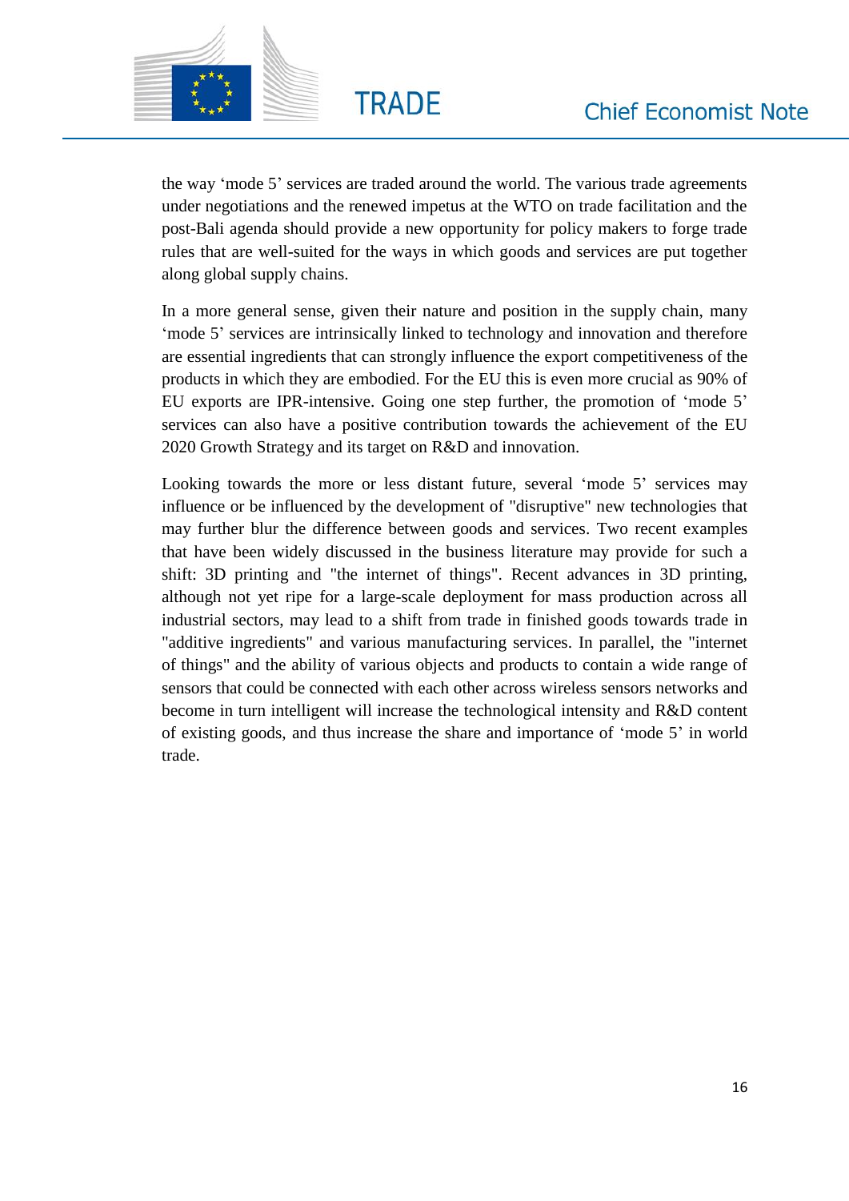the way 'mode 5' services are traded around the world. The various trade agreements under negotiations and the renewed impetus at the WTO on trade facilitation and the post-Bali agenda should provide a new opportunity for policy makers to forge trade rules that are well-suited for the ways in which goods and services are put together along global supply chains.

In a more general sense, given their nature and position in the supply chain, many 'mode 5' services are intrinsically linked to technology and innovation and therefore are essential ingredients that can strongly influence the export competitiveness of the products in which they are embodied. For the EU this is even more crucial as 90% of EU exports are IPR-intensive. Going one step further, the promotion of 'mode 5' services can also have a positive contribution towards the achievement of the EU 2020 Growth Strategy and its target on R&D and innovation.

Looking towards the more or less distant future, several 'mode 5' services may influence or be influenced by the development of "disruptive" new technologies that may further blur the difference between goods and services. Two recent examples that have been widely discussed in the business literature may provide for such a shift: 3D printing and "the internet of things". Recent advances in 3D printing, although not yet ripe for a large-scale deployment for mass production across all industrial sectors, may lead to a shift from trade in finished goods towards trade in "additive ingredients" and various manufacturing services. In parallel, the "internet of things" and the ability of various objects and products to contain a wide range of sensors that could be connected with each other across wireless sensors networks and become in turn intelligent will increase the technological intensity and R&D content of existing goods, and thus increase the share and importance of 'mode 5' in world trade.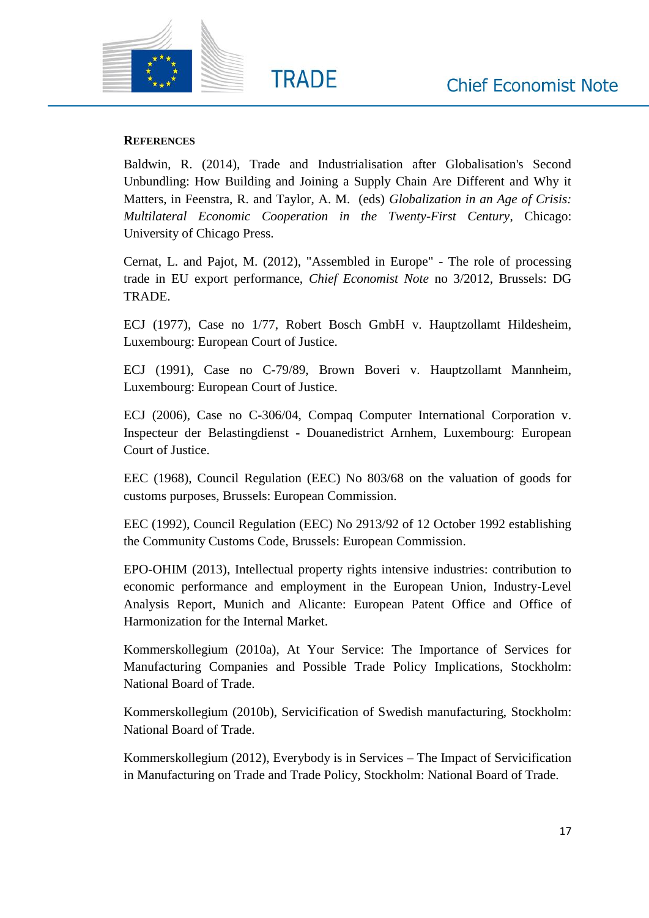## References

Baldwin, R. (2014), Trade and Industrialisation after Globalisation's Second Unbundling: How Building and Joining a Supply Chain Are Different and Why it Matters, in Feenstra, R. and Taylor, A. M. (eds) *Globalization in an Age of Crisis: Multilateral Economic Cooperation in the Twenty-First Century*, Chicago: University of Chicago Press.

Cernat, L. and Pajot, M. (2012), "Assembled in Europe" - The role of processing trade in EU export performance, *Chief Economist Note* no 3/2012, Brussels: DG TRADE.

ECJ (1977), Case no 1/77, Robert Bosch GmbH v. Hauptzollamt Hildesheim, Luxembourg: European Court of Justice.

ECJ (1991), Case no C-79/89, Brown Boveri v. Hauptzollamt Mannheim, Luxembourg: European Court of Justice.

ECJ (2006), Case no C-306/04, Compaq Computer International Corporation v. Inspecteur der Belastingdienst - Douanedistrict Arnhem, Luxembourg: European Court of Justice.

EEC (1968), Council Regulation (EEC) No 803/68 on the valuation of goods for customs purposes, Brussels: European Commission.

EEC (1992), Council Regulation (EEC) No 2913/92 of 12 October 1992 establishing the Community Customs Code, Brussels: European Commission.

EPO-OHIM (2013), Intellectual property rights intensive industries: contribution to economic performance and employment in the European Union, Industry-Level Analysis Report, Munich and Alicante: European Patent Office and Office of Harmonization for the Internal Market.

Kommerskollegium (2010a), At Your Service: The Importance of Services for Manufacturing Companies and Possible Trade Policy Implications, Stockholm: National Board of Trade.

Kommerskollegium (2010b), Servicification of Swedish manufacturing, Stockholm: National Board of Trade.

Kommerskollegium (2012), Everybody is in Services – The Impact of Servicification in Manufacturing on Trade and Trade Policy, Stockholm: National Board of Trade.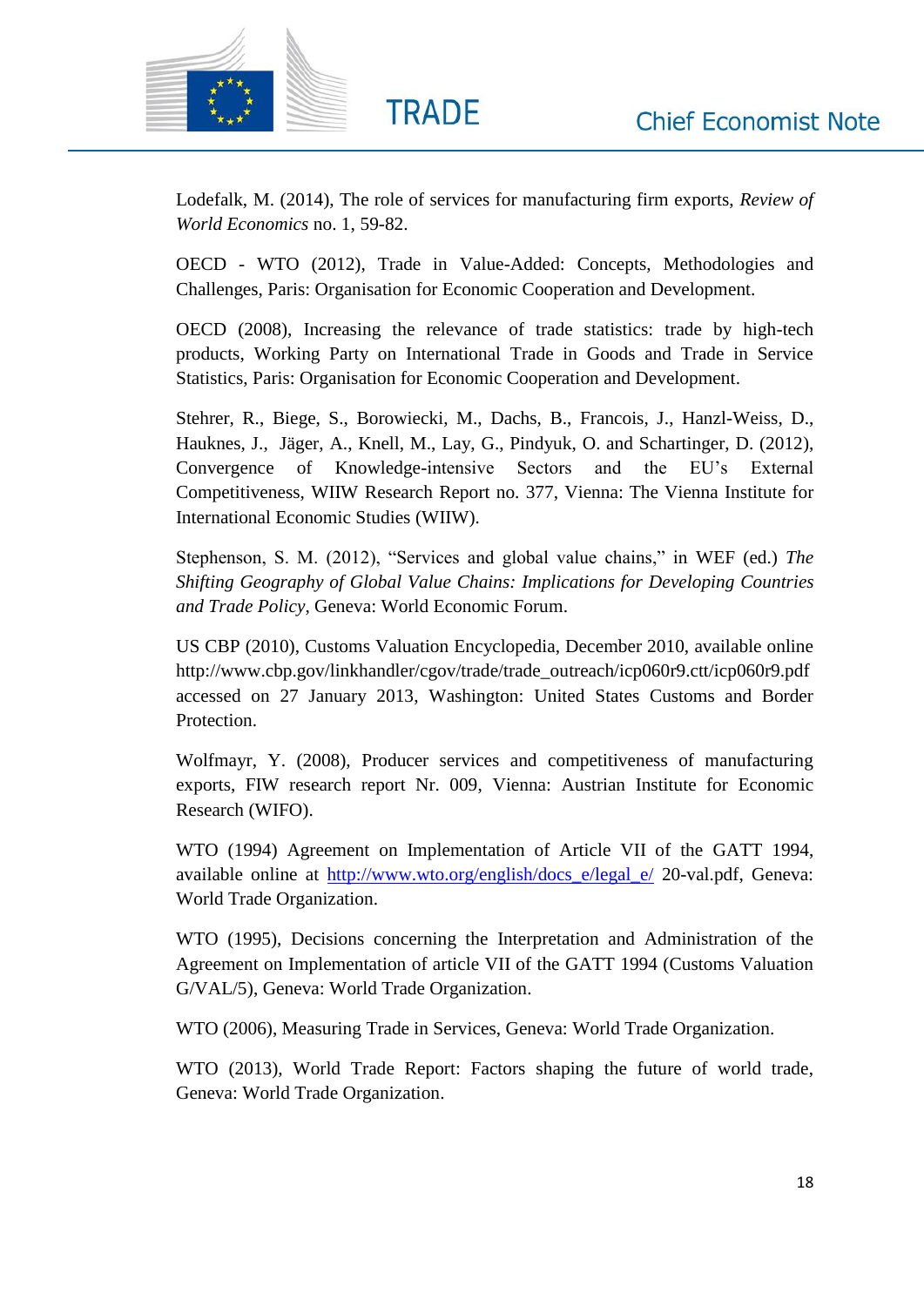Lodefalk, M. (2014), The role of services for manufacturing firm exports, *Review of World Economics* no. 1, 59-82.

OECD - WTO (2012), Trade in Value-Added: Concepts, Methodologies and Challenges, Paris: Organisation for Economic Cooperation and Development.

OECD (2008), Increasing the relevance of trade statistics: trade by high-tech products, Working Party on International Trade in Goods and Trade in Service Statistics, Paris: Organisation for Economic Cooperation and Development.

Stehrer, R., Biege, S., Borowiecki, M., Dachs, B., Francois, J., Hanzl-Weiss, D., Hauknes, J., Jäger, A., Knell, M., Lay, G., Pindyuk, O. and Schartinger, D. (2012), Convergence of Knowledge-intensive Sectors and the EU's External Competitiveness, WIIW Research Report no. 377, Vienna: The Vienna Institute for International Economic Studies (WIIW).

Stephenson, S. M. (2012), "Services and global value chains," in WEF (ed.) *The Shifting Geography of Global Value Chains: Implications for Developing Countries and Trade Policy*, Geneva: World Economic Forum.

US CBP (2010), Customs Valuation Encyclopedia, December 2010, available online http://www.cbp.gov/linkhandler/cgov/trade/trade_outreach/icp060r9.ctt/icp060r9.pdf accessed on 27 January 2013, Washington: United States Customs and Border Protection.

Wolfmayr, Y. (2008), Producer services and competitiveness of manufacturing exports, FIW research report Nr. 009, Vienna: Austrian Institute for Economic Research (WIFO).

WTO (1994) Agreement on Implementation of Article VII of the GATT 1994, available online at http://www.wto.org/english/docs_e/legal_e/ 20-val.pdf, Geneva: World Trade Organization.

WTO (1995), Decisions concerning the Interpretation and Administration of the Agreement on Implementation of article VII of the GATT 1994 (Customs Valuation G/VAL/5), Geneva: World Trade Organization.

WTO (2006), Measuring Trade in Services, Geneva: World Trade Organization.

WTO (2013), World Trade Report: Factors shaping the future of world trade, Geneva: World Trade Organization.